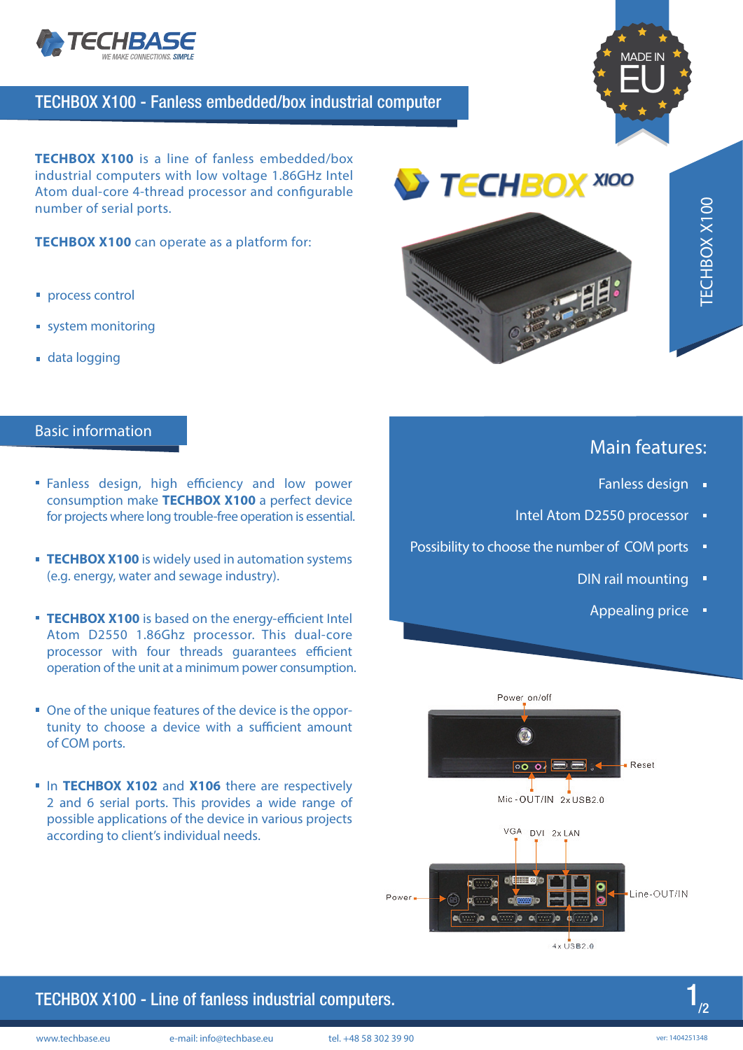# TECHBOX X100 - Fanless embedded/box industrial computer

**TECHBOX X100** is a line of fanless embedded/box industrial computers with low voltage 1.86GHz Intel Atom dual-core 4-thread processor and configurable number of serial ports.

**TECHBOX X100** can operate as a platform for:

- process control
- system monitoring
- data logging

## Basic information

- Fanless design, high efficiency and low power consumption make **TECHBOX X100** a perfect device for projects where long trouble-free operation is essential.
- **TECHBOX X100** is widely used in automation systems (e.g. energy, water and sewage industry).
- **TECHBOX X100** is based on the energy-efficient Intel Atom D2550 1.86Ghz processor. This dual-core processor with four threads guarantees efficient operation of the unit at a minimum power consumption.
- One of the unique features of the device is the opportunity to choose a device with a sufficient amount of COM ports.
- In **TECHBOX X102** and **X106** there are respectively 2 and 6 serial ports. This provides a wide range of possible applications of the device in various projects according to client's individual needs.

## Main features:

- Fanless design
- Intel Atom D2550 processor
- Possibility to choose the number of COM ports
- DIN rail mounting
- Appealing price

Power on/off, Reset, Mic - OUT/IN, 2x USB2.0

VGA, DVI, 2x LAN, Power, Line-OUT/IN, 4x USB2.0

**TECHBOX X100 - Line of fanless industrial computers.**

www.techbase.eu e-mail: info@techbase.eu tel. +48 58 302 39 90 ver: 1404251348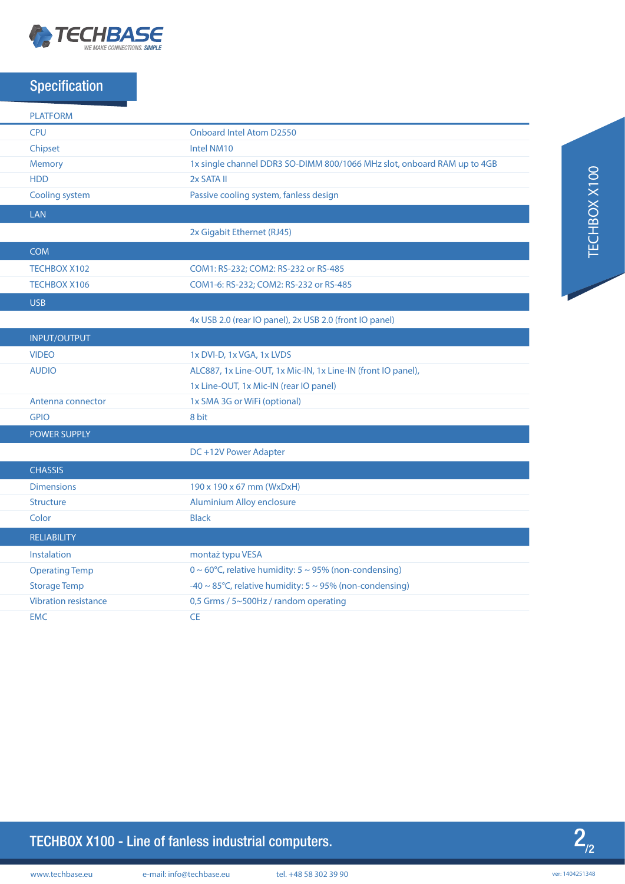## Specification

| | |
|---|---|
| **PLATFORM** | |
| CPU | Onboard Intel Atom D2550 |
| Chipset | Intel NM10 |
| Memory | 1x single channel DDR3 SO-DIMM 800/1066 MHz slot, onboard RAM up to 4GB |
| HDD | 2x SATA II |
| Cooling system | Passive cooling system, fanless design |
| **LAN** | |
| | 2x Gigabit Ethernet (RJ45) |
| **COM** | |
| TECHBOX X102 | COM1: RS-232; COM2: RS-232 or RS-485 |
| TECHBOX X106 | COM1-6: RS-232; COM2: RS-232 or RS-485 |
| **USB** | |
| | 4x USB 2.0 (rear IO panel), 2x USB 2.0 (front IO panel) |
| **INPUT/OUTPUT** | |
| VIDEO | 1x DVI-D, 1x VGA, 1x LVDS |
| AUDIO | ALC887, 1x Line-OUT, 1x Mic-IN, 1x Line-IN (front IO panel), 1x Line-OUT, 1x Mic-IN (rear IO panel) |
| Antenna connector | 1x SMA 3G or WiFi (optional) |
| GPIO | 8 bit |
| **POWER SUPPLY** | |
| | DC +12V Power Adapter |
| **CHASSIS** | |
| Dimensions | 190 x 190 x 67 mm (WxDxH) |
| Structure | Aluminium Alloy enclosure |
| Color | Black |
| **RELIABILITY** | |
| Instalation | montaż typu VESA |
| Operating Temp | 0 ~ 60°C, relative humidity: 5 ~ 95% (non-condensing) |
| Storage Temp | -40 ~ 85°C, relative humidity: 5 ~ 95% (non-condensing) |
| Vibration resistance | 0,5 Grms / 5~500Hz / random operating |
| EMC | CE |

TECHBOX X100 - Line of fanless industrial computers.

www.techbase.eu e-mail: info@techbase.eu tel. +48 58 302 39 90 ver: 1404251348